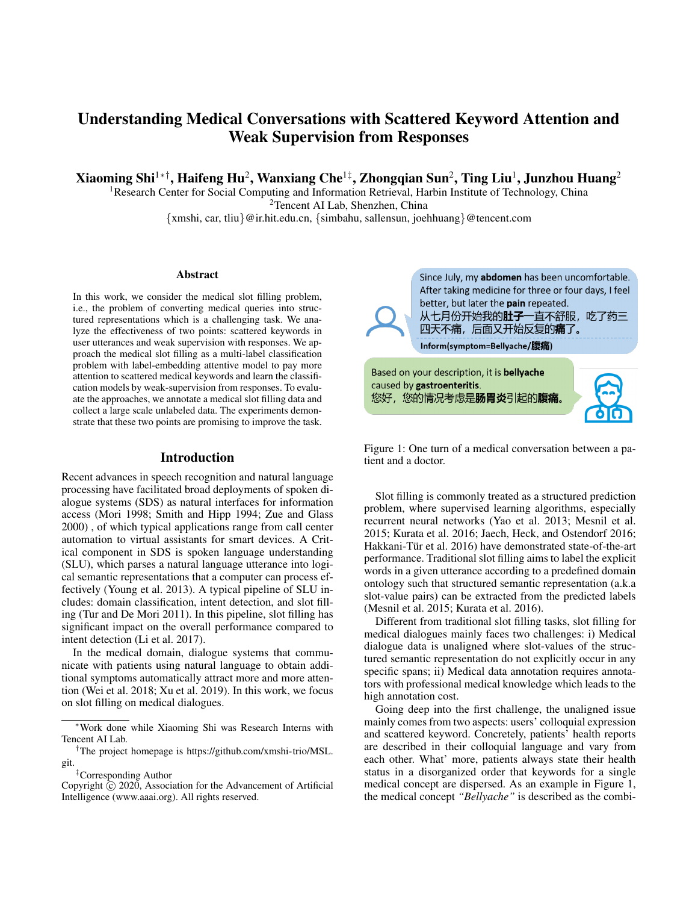# Understanding Medical Conversations with Scattered Keyword Attention and Weak Supervision from Responses

**Xiaoming Shi**[1*†], **Haifeng Hu**[2], **Wanxiang Che**[1‡], **Zhongqian Sun**[2], **Ting Liu**[1], **Junzhou Huang**[2]

[1]Research Center for Social Computing and Information Retrieval, Harbin Institute of Technology, China
[2]Tencent AI Lab, Shenzhen, China
{xmshi, car, tliu}@ir.hit.edu.cn, {simbahu, sallensun, joehhuang}@tencent.com

## Abstract

In this work, we consider the medical slot filling problem, i.e., the problem of converting medical queries into structured representations which is a challenging task. We analyze the effectiveness of two points: scattered keywords in user utterances and weak supervision with responses. We approach the medical slot filling as a multi-label classification problem with label-embedding attentive model to pay more attention to scattered medical keywords and learn the classification models by weak-supervision from responses. To evaluate the approaches, we annotate a medical slot filling data and collect a large scale unlabeled data. The experiments demonstrate that these two points are promising to improve the task.

## Introduction

Recent advances in speech recognition and natural language processing have facilitated broad deployments of spoken dialogue systems (SDS) as natural interfaces for information access (Mori 1998; Smith and Hipp 1994; Zue and Glass 2000) , of which typical applications range from call center automation to virtual assistants for smart devices. A Critical component in SDS is spoken language understanding (SLU), which parses a natural language utterance into logical semantic representations that a computer can process effectively (Young et al. 2013). A typical pipeline of SLU includes: domain classification, intent detection, and slot filling (Tur and De Mori 2011). In this pipeline, slot filling has significant impact on the overall performance compared to intent detection (Li et al. 2017).

In the medical domain, dialogue systems that communicate with patients using natural language to obtain additional symptoms automatically attract more and more attention (Wei et al. 2018; Xu et al. 2019). In this work, we focus on slot filling on medical dialogues.

Since July, my **abdomen** has been uncomfortable. After taking medicine for three or four days, I feel better, but later the **pain** repeated.
从七月份开始我的**肚子**一直不舒服，吃了药三四天不痛，后面又开始反复的**痛了。**
**Inform(symptom=Bellyache/腹痛)**

Based on your description, it is **bellyache** caused by **gastroenteritis**.
您好，您的情况考虑是**肠胃炎**引起的**腹痛。**

Figure 1: One turn of a medical conversation between a patient and a doctor.

Slot filling is commonly treated as a structured prediction problem, where supervised learning algorithms, especially recurrent neural networks (Yao et al. 2013; Mesnil et al. 2015; Kurata et al. 2016; Jaech, Heck, and Ostendorf 2016; Hakkani-Tür et al. 2016) have demonstrated state-of-the-art performance. Traditional slot filling aims to label the explicit words in a given utterance according to a predefined domain ontology such that structured semantic representation (a.k.a slot-value pairs) can be extracted from the predicted labels (Mesnil et al. 2015; Kurata et al. 2016).

Different from traditional slot filling tasks, slot filling for medical dialogues mainly faces two challenges: i) Medical dialogue data is unaligned where slot-values of the structured semantic representation do not explicitly occur in any specific spans; ii) Medical data annotation requires annotators with professional medical knowledge which leads to the high annotation cost.

Going deep into the first challenge, the unaligned issue mainly comes from two aspects: users' colloquial expression and scattered keyword. Concretely, patients' health reports are described in their colloquial language and vary from each other. What' more, patients always state their health status in a disorganized order that keywords for a single medical concept are dispersed. As an example in Figure 1, the medical concept *"Bellyache"* is described as the combi-

---

*Work done while Xiaoming Shi was Research Interns with Tencent AI Lab.

†The project homepage is https://github.com/xmshi-trio/MSL.git.

‡Corresponding Author

Copyright © 2020, Association for the Advancement of Artificial Intelligence (www.aaai.org). All rights reserved.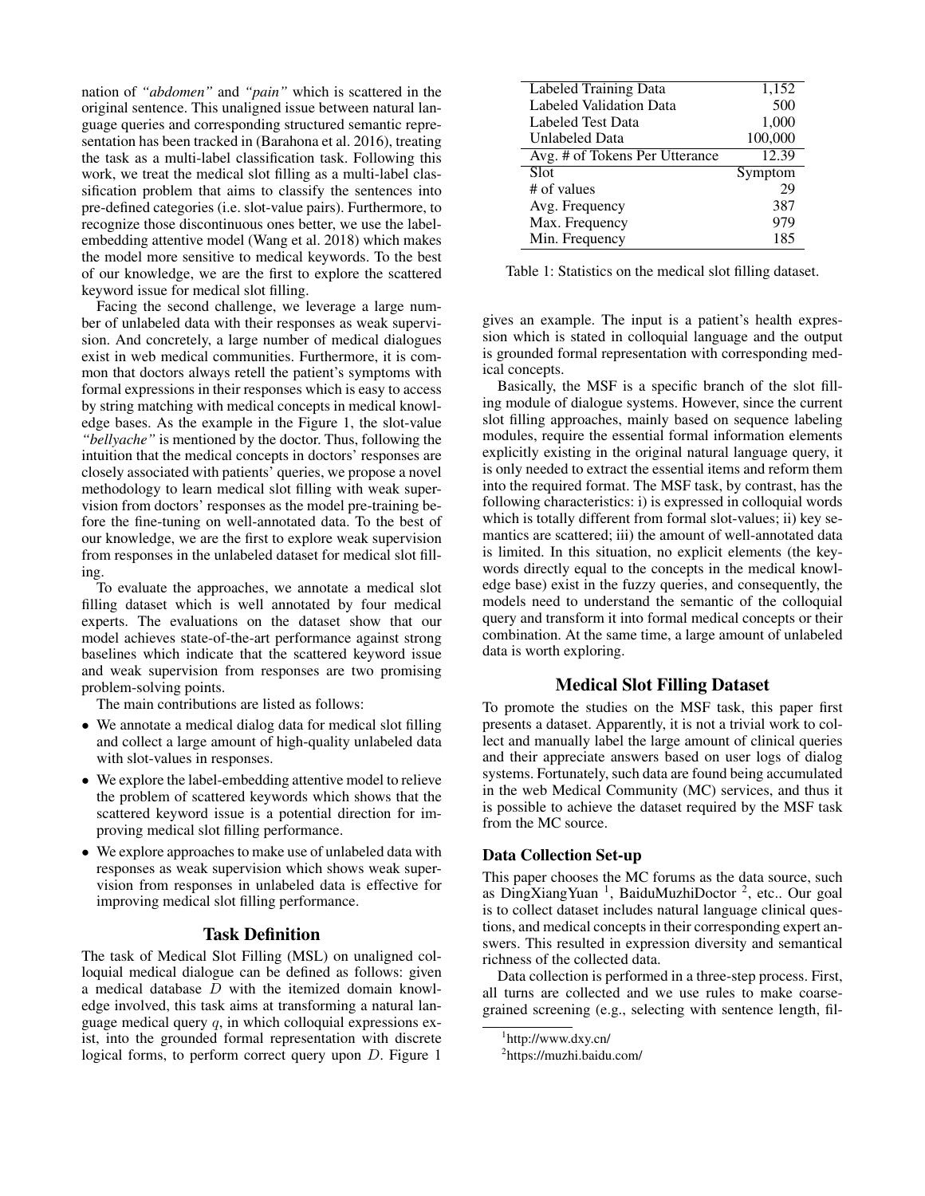nation of *"abdomen"* and *"pain"* which is scattered in the original sentence. This unaligned issue between natural language queries and corresponding structured semantic representation has been tracked in (Barahona et al. 2016), treating the task as a multi-label classification task. Following this work, we treat the medical slot filling as a multi-label classification problem that aims to classify the sentences into pre-defined categories (i.e. slot-value pairs). Furthermore, to recognize those discontinuous ones better, we use the label-embedding attentive model (Wang et al. 2018) which makes the model more sensitive to medical keywords. To the best of our knowledge, we are the first to explore the scattered keyword issue for medical slot filling.

Facing the second challenge, we leverage a large number of unlabeled data with their responses as weak supervision. And concretely, a large number of medical dialogues exist in web medical communities. Furthermore, it is common that doctors always retell the patient's symptoms with formal expressions in their responses which is easy to access by string matching with medical concepts in medical knowledge bases. As the example in the Figure 1, the slot-value *"bellyache"* is mentioned by the doctor. Thus, following the intuition that the medical concepts in doctors' responses are closely associated with patients' queries, we propose a novel methodology to learn medical slot filling with weak supervision from doctors' responses as the model pre-training before the fine-tuning on well-annotated data. To the best of our knowledge, we are the first to explore weak supervision from responses in the unlabeled dataset for medical slot filling.

To evaluate the approaches, we annotate a medical slot filling dataset which is well annotated by four medical experts. The evaluations on the dataset show that our model achieves state-of-the-art performance against strong baselines which indicate that the scattered keyword issue and weak supervision from responses are two promising problem-solving points.

The main contributions are listed as follows:

- We annotate a medical dialog data for medical slot filling and collect a large amount of high-quality unlabeled data with slot-values in responses.
- We explore the label-embedding attentive model to relieve the problem of scattered keywords which shows that the scattered keyword issue is a potential direction for improving medical slot filling performance.
- We explore approaches to make use of unlabeled data with responses as weak supervision which shows weak supervision from responses in unlabeled data is effective for improving medical slot filling performance.

## Task Definition

The task of Medical Slot Filling (MSL) on unaligned colloquial medical dialogue can be defined as follows: given a medical database $D$ with the itemized domain knowledge involved, this task aims at transforming a natural language medical query $q$, in which colloquial expressions exist, into the grounded formal representation with discrete logical forms, to perform correct query upon $D$. Figure 1 gives an example. The input is a patient's health expression which is stated in colloquial language and the output is grounded formal representation with corresponding medical concepts.

| Labeled Training Data | 1,152 |
|---|---|
| Labeled Validation Data | 500 |
| Labeled Test Data | 1,000 |
| Unlabeled Data | 100,000 |
| Avg. # of Tokens Per Utterance | 12.39 |
| Slot | Symptom |
| # of values | 29 |
| Avg. Frequency | 387 |
| Max. Frequency | 979 |
| Min. Frequency | 185 |

Table 1: Statistics on the medical slot filling dataset.

Basically, the MSF is a specific branch of the slot filling module of dialogue systems. However, since the current slot filling approaches, mainly based on sequence labeling modules, require the essential formal information elements explicitly existing in the original natural language query, it is only needed to extract the essential items and reform them into the required format. The MSF task, by contrast, has the following characteristics: i) is expressed in colloquial words which is totally different from formal slot-values; ii) key semantics are scattered; iii) the amount of well-annotated data is limited. In this situation, no explicit elements (the keywords directly equal to the concepts in the medical knowledge base) exist in the fuzzy queries, and consequently, the models need to understand the semantic of the colloquial query and transform it into formal medical concepts or their combination. At the same time, a large amount of unlabeled data is worth exploring.

## Medical Slot Filling Dataset

To promote the studies on the MSF task, this paper first presents a dataset. Apparently, it is not a trivial work to collect and manually label the large amount of clinical queries and their appreciate answers based on user logs of dialog systems. Fortunately, such data are found being accumulated in the web Medical Community (MC) services, and thus it is possible to achieve the dataset required by the MSF task from the MC source.

### Data Collection Set-up

This paper chooses the MC forums as the data source, such as DingXiangYuan [1], BaiduMuzhiDoctor [2], etc.. Our goal is to collect dataset includes natural language clinical questions, and medical concepts in their corresponding expert answers. This resulted in expression diversity and semantical richness of the collected data.

Data collection is performed in a three-step process. First, all turns are collected and we use rules to make coarse-grained screening (e.g., selecting with sentence length, fil-

[1] http://www.dxy.cn/

[2] https://muzhi.baidu.com/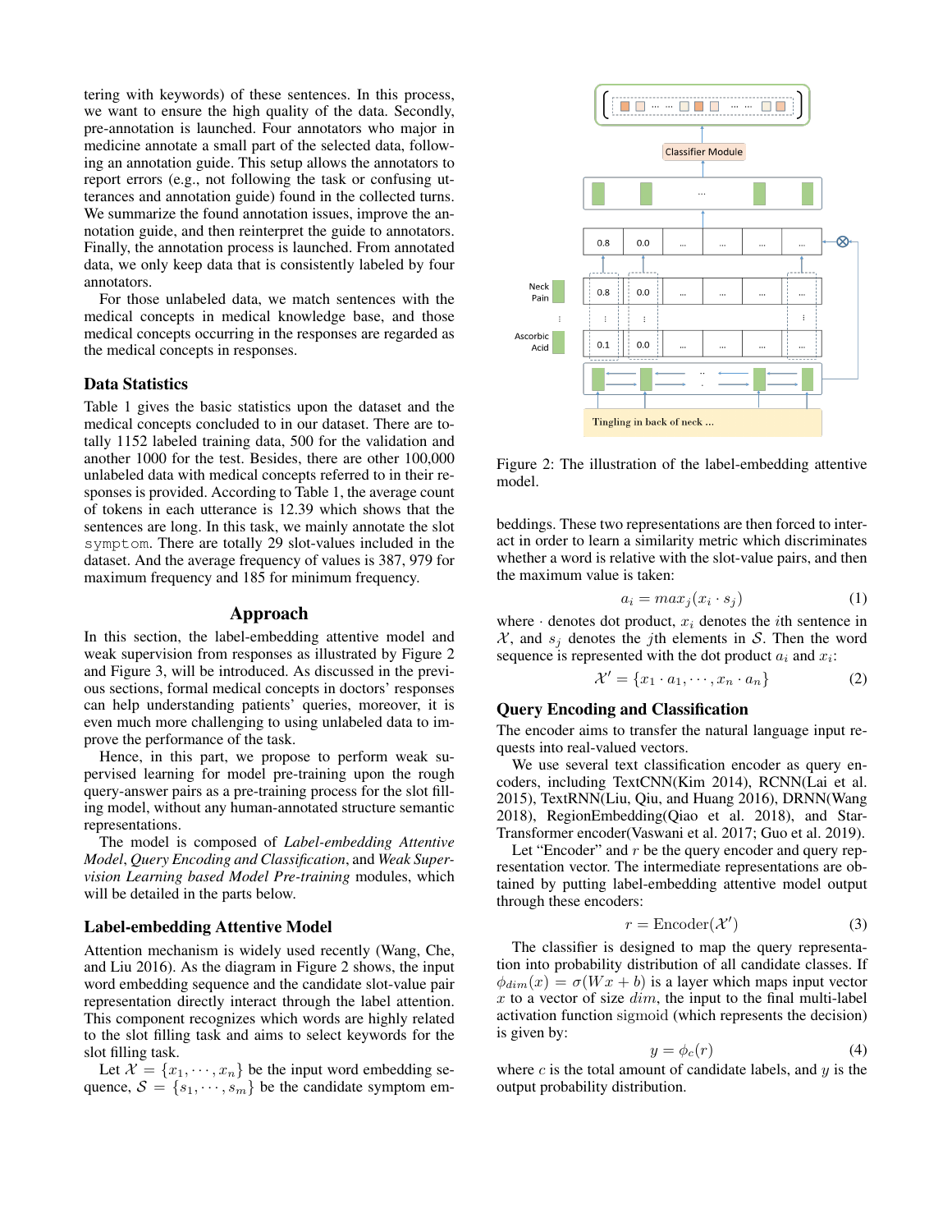tering with keywords) of these sentences. In this process, we want to ensure the high quality of the data. Secondly, pre-annotation is launched. Four annotators who major in medicine annotate a small part of the selected data, following an annotation guide. This setup allows the annotators to report errors (e.g., not following the task or confusing utterances and annotation guide) found in the collected turns. We summarize the found annotation issues, improve the annotation guide, and then reinterpret the guide to annotators. Finally, the annotation process is launched. From annotated data, we only keep data that is consistently labeled by four annotators.

For those unlabeled data, we match sentences with the medical concepts in medical knowledge base, and those medical concepts occurring in the responses are regarded as the medical concepts in responses.

### Data Statistics

Table 1 gives the basic statistics upon the dataset and the medical concepts concluded to in our dataset. There are totally 1152 labeled training data, 500 for the validation and another 1000 for the test. Besides, there are other 100,000 unlabeled data with medical concepts referred to in their responses is provided. According to Table 1, the average count of tokens in each utterance is 12.39 which shows that the sentences are long. In this task, we mainly annotate the slot `symptom`. There are totally 29 slot-values included in the dataset. And the average frequency of values is 387, 979 for maximum frequency and 185 for minimum frequency.

## Approach

In this section, the label-embedding attentive model and weak supervision from responses as illustrated by Figure 2 and Figure 3, will be introduced. As discussed in the previous sections, formal medical concepts in doctors' responses can help understanding patients' queries, moreover, it is even much more challenging to using unlabeled data to improve the performance of the task.

Hence, in this part, we propose to perform weak supervised learning for model pre-training upon the rough query-answer pairs as a pre-training process for the slot filling model, without any human-annotated structure semantic representations.

The model is composed of *Label-embedding Attentive Model*, *Query Encoding and Classification*, and *Weak Supervision Learning based Model Pre-training* modules, which will be detailed in the parts below.

### Label-embedding Attentive Model

Attention mechanism is widely used recently (Wang, Che, and Liu 2016). As the diagram in Figure 2 shows, the input word embedding sequence and the candidate slot-value pair representation directly interact through the label attention. This component recognizes which words are highly related to the slot filling task and aims to select keywords for the slot filling task.

Let $\mathcal{X} = \{x_1, \cdots, x_n\}$ be the input word embedding sequence, $\mathcal{S} = \{s_1, \cdots, s_m\}$ be the candidate symptom embeddings. These two representations are then forced to interact in order to learn a similarity metric which discriminates whether a word is relative with the slot-value pairs, and then the maximum value is taken:

$$a_i = max_j(x_i \cdot s_j) \tag{1}$$

where $\cdot$ denotes dot product, $x_i$ denotes the $i$th sentence in $\mathcal{X}$, and $s_j$ denotes the $j$th elements in $\mathcal{S}$. Then the word sequence is represented with the dot product $a_i$ and $x_i$:

$$\mathcal{X}' = \{x_1 \cdot a_1, \cdots, x_n \cdot a_n\} \tag{2}$$

Figure 2: The illustration of the label-embedding attentive model.

### Query Encoding and Classification

The encoder aims to transfer the natural language input requests into real-valued vectors.

We use several text classification encoder as query encoders, including TextCNN(Kim 2014), RCNN(Lai et al. 2015), TextRNN(Liu, Qiu, and Huang 2016), DRNN(Wang 2018), RegionEmbedding(Qiao et al. 2018), and Star-Transformer encoder(Vaswani et al. 2017; Guo et al. 2019).

Let "Encoder" and $r$ be the query encoder and query representation vector. The intermediate representations are obtained by putting label-embedding attentive model output through these encoders:

$$r = \text{Encoder}(\mathcal{X}') \tag{3}$$

The classifier is designed to map the query representation into probability distribution of all candidate classes. If $\phi_{dim}(x) = \sigma(Wx + b)$ is a layer which maps input vector $x$ to a vector of size $dim$, the input to the final multi-label activation function sigmoid (which represents the decision) is given by:

$$y = \phi_c(r) \tag{4}$$

where $c$ is the total amount of candidate labels, and $y$ is the output probability distribution.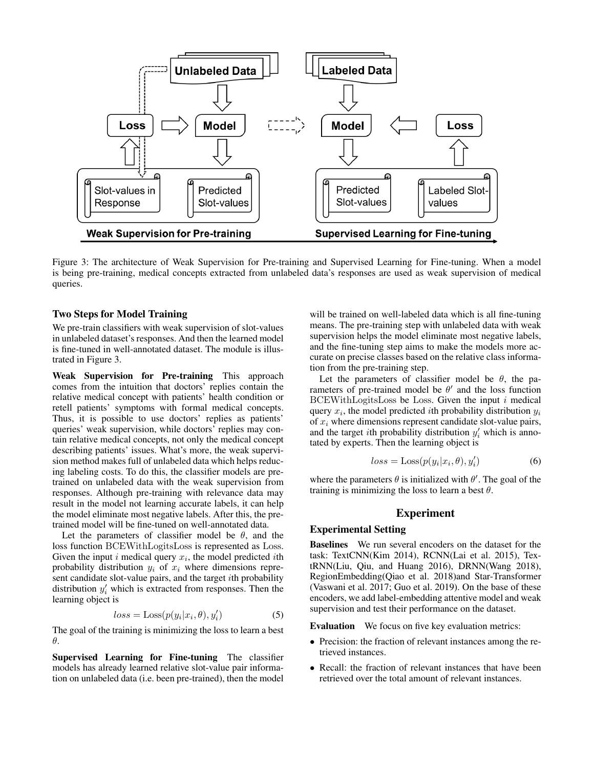Figure 3: The architecture of Weak Supervision for Pre-training and Supervised Learning for Fine-tuning. When a model is being pre-training, medical concepts extracted from unlabeled data's responses are used as weak supervision of medical queries.

### Two Steps for Model Training

We pre-train classifiers with weak supervision of slot-values in unlabeled dataset's responses. And then the learned model is fine-tuned in well-annotated dataset. The module is illustrated in Figure 3.

**Weak Supervision for Pre-training** This approach comes from the intuition that doctors' replies contain the relative medical concept with patients' health condition or retell patients' symptoms with formal medical concepts. Thus, it is possible to use doctors' replies as patients' queries' weak supervision, while doctors' replies may contain relative medical concepts, not only the medical concept describing patients' issues. What's more, the weak supervision method makes full of unlabeled data which helps reducing labeling costs. To do this, the classifier models are pre-trained on unlabeled data with the weak supervision from responses. Although pre-training with relevance data may result in the model not learning accurate labels, it can help the model eliminate most negative labels. After this, the pre-trained model will be fine-tuned on well-annotated data.

Let the parameters of classifier model be $\theta$, and the loss function $\mathrm{BCEWithLogitsLoss}$ is represented as $\mathrm{Loss}$. Given the input $i$ medical query $x_i$, the model predicted $i$th probability distribution $y_i$ of $x_i$ where dimensions represent candidate slot-value pairs, and the target $i$th probability distribution $y_i'$ which is extracted from responses. Then the learning object is

$$loss = \mathrm{Loss}(p(y_i|x_i,\theta), y_i') \tag{5}$$

The goal of the training is minimizing the loss to learn a best $\theta$.

**Supervised Learning for Fine-tuning** The classifier models has already learned relative slot-value pair information on unlabeled data (i.e. been pre-trained), then the model will be trained on well-labeled data which is all fine-tuning means. The pre-training step with unlabeled data with weak supervision helps the model eliminate most negative labels, and the fine-tuning step aims to make the models more accurate on precise classes based on the relative class information from the pre-training step.

Let the parameters of classifier model be $\theta$, the parameters of pre-trained model be $\theta'$ and the loss function $\mathrm{BCEWithLogitsLoss}$ be $\mathrm{Loss}$. Given the input $i$ medical query $x_i$, the model predicted $i$th probability distribution $y_i$ of $x_i$ where dimensions represent candidate slot-value pairs, and the target $i$th probability distribution $y_i'$ which is annotated by experts. Then the learning object is

$$loss = \mathrm{Loss}(p(y_i|x_i,\theta), y_i') \tag{6}$$

where the parameters $\theta$ is initialized with $\theta'$. The goal of the training is minimizing the loss to learn a best $\theta$.

## Experiment

### Experimental Setting

**Baselines** We run several encoders on the dataset for the task: TextCNN(Kim 2014), RCNN(Lai et al. 2015), TextRNN(Liu, Qiu, and Huang 2016), DRNN(Wang 2018), RegionEmbedding(Qiao et al. 2018)and Star-Transformer (Vaswani et al. 2017; Guo et al. 2019). On the base of these encoders, we add label-embedding attentive model and weak supervision and test their performance on the dataset.

**Evaluation** We focus on five key evaluation metrics:

- Precision: the fraction of relevant instances among the retrieved instances.
- Recall: the fraction of relevant instances that have been retrieved over the total amount of relevant instances.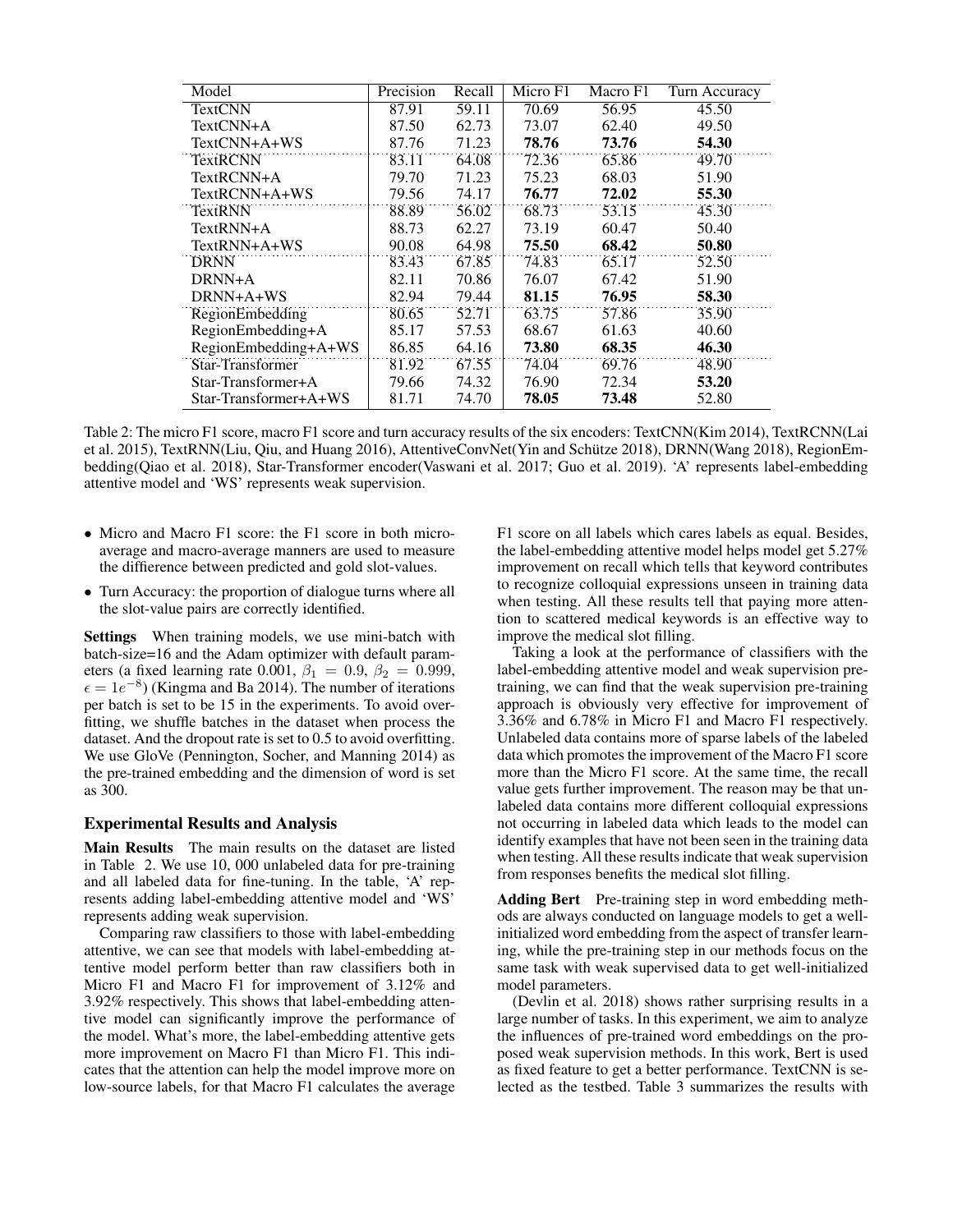| Model | Precision | Recall | Micro F1 | Macro F1 | Turn Accuracy |
|---|---|---|---|---|---|
| TextCNN | 87.91 | 59.11 | 70.69 | 56.95 | 45.50 |
| TextCNN+A | 87.50 | 62.73 | 73.07 | 62.40 | 49.50 |
| TextCNN+A+WS | 87.76 | 71.23 | **78.76** | **73.76** | **54.30** |
| TextRCNN | 83.11 | 64.08 | 72.36 | 65.86 | 49.70 |
| TextRCNN+A | 79.70 | 71.23 | 75.23 | 68.03 | 51.90 |
| TextRCNN+A+WS | 79.56 | 74.17 | **76.77** | **72.02** | **55.30** |
| TextRNN | 88.89 | 56.02 | 68.73 | 53.15 | 45.30 |
| TextRNN+A | 88.73 | 62.27 | 73.19 | 60.47 | 50.40 |
| TextRNN+A+WS | 90.08 | 64.98 | **75.50** | **68.42** | **50.80** |
| DRNN | 83.43 | 67.85 | 74.83 | 65.17 | 52.50 |
| DRNN+A | 82.11 | 70.86 | 76.07 | 67.42 | 51.90 |
| DRNN+A+WS | 82.94 | 79.44 | **81.15** | **76.95** | **58.30** |
| RegionEmbedding | 80.65 | 52.71 | 63.75 | 57.86 | 35.90 |
| RegionEmbedding+A | 85.17 | 57.53 | 68.67 | 61.63 | 40.60 |
| RegionEmbedding+A+WS | 86.85 | 64.16 | **73.80** | **68.35** | **46.30** |
| Star-Transformer | 81.92 | 67.55 | 74.04 | 69.76 | 48.90 |
| Star-Transformer+A | 79.66 | 74.32 | 76.90 | 72.34 | **53.20** |
| Star-Transformer+A+WS | 81.71 | 74.70 | **78.05** | **73.48** | 52.80 |

Table 2: The micro F1 score, macro F1 score and turn accuracy results of the six encoders: TextCNN(Kim 2014), TextRCNN(Lai et al. 2015), TextRNN(Liu, Qiu, and Huang 2016), AttentiveConvNet(Yin and Schütze 2018), DRNN(Wang 2018), RegionEmbedding(Qiao et al. 2018), Star-Transformer encoder(Vaswani et al. 2017; Guo et al. 2019). 'A' represents label-embedding attentive model and 'WS' represents weak supervision.

- Micro and Macro F1 score: the F1 score in both micro-average and macro-average manners are used to measure the diffierence between predicted and gold slot-values.
- Turn Accuracy: the proportion of dialogue turns where all the slot-value pairs are correctly identified.

**Settings** When training models, we use mini-batch with batch-size=16 and the Adam optimizer with default parameters (a fixed learning rate 0.001, $\beta_1 = 0.9$, $\beta_2 = 0.999$, $\epsilon = 1e^{-8}$) (Kingma and Ba 2014). The number of iterations per batch is set to be 15 in the experiments. To avoid overfitting, we shuffle batches in the dataset when process the dataset. And the dropout rate is set to 0.5 to avoid overfitting. We use GloVe (Pennington, Socher, and Manning 2014) as the pre-trained embedding and the dimension of word is set as 300.

### Experimental Results and Analysis

**Main Results** The main results on the dataset are listed in Table 2. We use 10, 000 unlabeled data for pre-training and all labeled data for fine-tuning. In the table, 'A' represents adding label-embedding attentive model and 'WS' represents adding weak supervision.

Comparing raw classifiers to those with label-embedding attentive, we can see that models with label-embedding attentive model perform better than raw classifiers both in Micro F1 and Macro F1 for improvement of 3.12% and 3.92% respectively. This shows that label-embedding attentive model can significantly improve the performance of the model. What's more, the label-embedding attentive gets more improvement on Macro F1 than Micro F1. This indicates that the attention can help the model improve more on low-source labels, for that Macro F1 calculates the average F1 score on all labels which cares labels as equal. Besides, the label-embedding attentive model helps model get 5.27% improvement on recall which tells that keyword contributes to recognize colloquial expressions unseen in training data when testing. All these results tell that paying more attention to scattered medical keywords is an effective way to improve the medical slot filling.

Taking a look at the performance of classifiers with the label-embedding attentive model and weak supervision pre-training, we can find that the weak supervision pre-training approach is obviously very effective for improvement of 3.36% and 6.78% in Micro F1 and Macro F1 respectively. Unlabeled data contains more of sparse labels of the labeled data which promotes the improvement of the Macro F1 score more than the Micro F1 score. At the same time, the recall value gets further improvement. The reason may be that unlabeled data contains more different colloquial expressions not occurring in labeled data which leads to the model can identify examples that have not been seen in the training data when testing. All these results indicate that weak supervision from responses benefits the medical slot filling.

**Adding Bert** Pre-training step in word embedding methods are always conducted on language models to get a well-initialized word embedding from the aspect of transfer learning, while the pre-training step in our methods focus on the same task with weak supervised data to get well-initialized model parameters.

(Devlin et al. 2018) shows rather surprising results in a large number of tasks. In this experiment, we aim to analyze the influences of pre-trained word embeddings on the proposed weak supervision methods. In this work, Bert is used as fixed feature to get a better performance. TextCNN is selected as the testbed. Table 3 summarizes the results with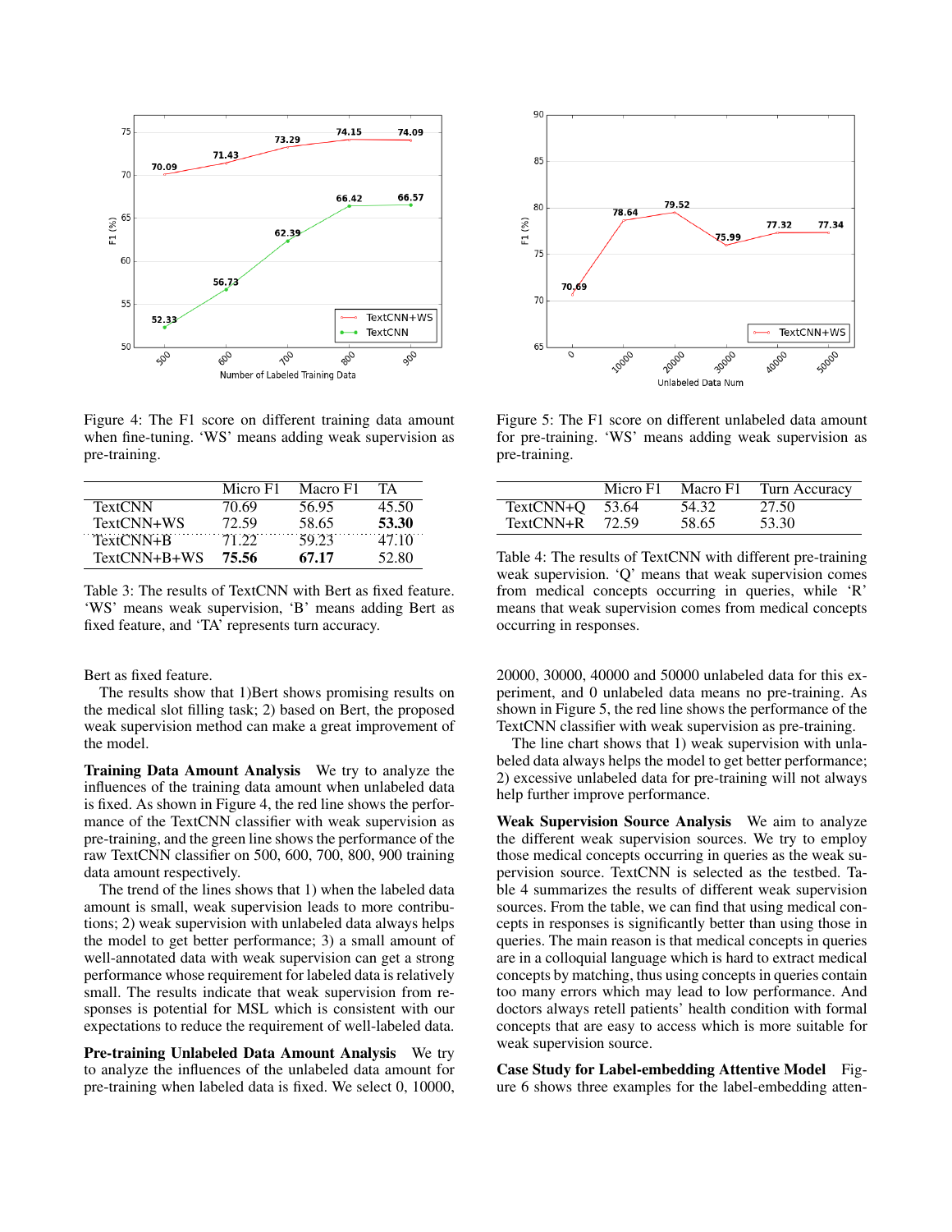Figure 4: The F1 score on different training data amount when fine-tuning. 'WS' means adding weak supervision as pre-training.

Figure 5: The F1 score on different unlabeled data amount for pre-training. 'WS' means adding weak supervision as pre-training.

| | Micro F1 | Macro F1 | TA |
|---|---|---|---|
| TextCNN | 70.69 | 56.95 | 45.50 |
| TextCNN+WS | 72.59 | 58.65 | **53.30** |
| TextCNN+B | 71.22 | 59.23 | 47.10 |
| TextCNN+B+WS | **75.56** | **67.17** | 52.80 |

Table 3: The results of TextCNN with Bert as fixed feature. 'WS' means weak supervision, 'B' means adding Bert as fixed feature, and 'TA' represents turn accuracy.

Bert as fixed feature.

The results show that 1)Bert shows promising results on the medical slot filling task; 2) based on Bert, the proposed weak supervision method can make a great improvement of the model.

**Training Data Amount Analysis** We try to analyze the influences of the training data amount when unlabeled data is fixed. As shown in Figure 4, the red line shows the performance of the TextCNN classifier with weak supervision as pre-training, and the green line shows the performance of the raw TextCNN classifier on 500, 600, 700, 800, 900 training data amount respectively.

The trend of the lines shows that 1) when the labeled data amount is small, weak supervision leads to more contributions; 2) weak supervision with unlabeled data always helps the model to get better performance; 3) a small amount of well-annotated data with weak supervision can get a strong performance whose requirement for labeled data is relatively small. The results indicate that weak supervision from responses is potential for MSL which is consistent with our expectations to reduce the requirement of well-labeled data.

**Pre-training Unlabeled Data Amount Analysis** We try to analyze the influences of the unlabeled data amount for pre-training when labeled data is fixed. We select 0, 10000, 20000, 30000, 40000 and 50000 unlabeled data for this experiment, and 0 unlabeled data means no pre-training. As shown in Figure 5, the red line shows the performance of the TextCNN classifier with weak supervision as pre-training.

The line chart shows that 1) weak supervision with unlabeled data always helps the model to get better performance; 2) excessive unlabeled data for pre-training will not always help further improve performance.

| | Micro F1 | Macro F1 | Turn Accuracy |
|---|---|---|---|
| TextCNN+Q | 53.64 | 54.32 | 27.50 |
| TextCNN+R | 72.59 | 58.65 | 53.30 |

Table 4: The results of TextCNN with different pre-training weak supervision. 'Q' means that weak supervision comes from medical concepts occurring in queries, while 'R' means that weak supervision comes from medical concepts occurring in responses.

**Weak Supervision Source Analysis** We aim to analyze the different weak supervision sources. We try to employ those medical concepts occurring in queries as the weak supervision source. TextCNN is selected as the testbed. Table 4 summarizes the results of different weak supervision sources. From the table, we can find that using medical concepts in responses is significantly better than using those in queries. The main reason is that medical concepts in queries are in a colloquial language which is hard to extract medical concepts by matching, thus using concepts in queries contain too many errors which may lead to low performance. And doctors always retell patients' health condition with formal concepts that are easy to access which is more suitable for weak supervision source.

**Case Study for Label-embedding Attentive Model** Figure 6 shows three examples for the label-embedding atten-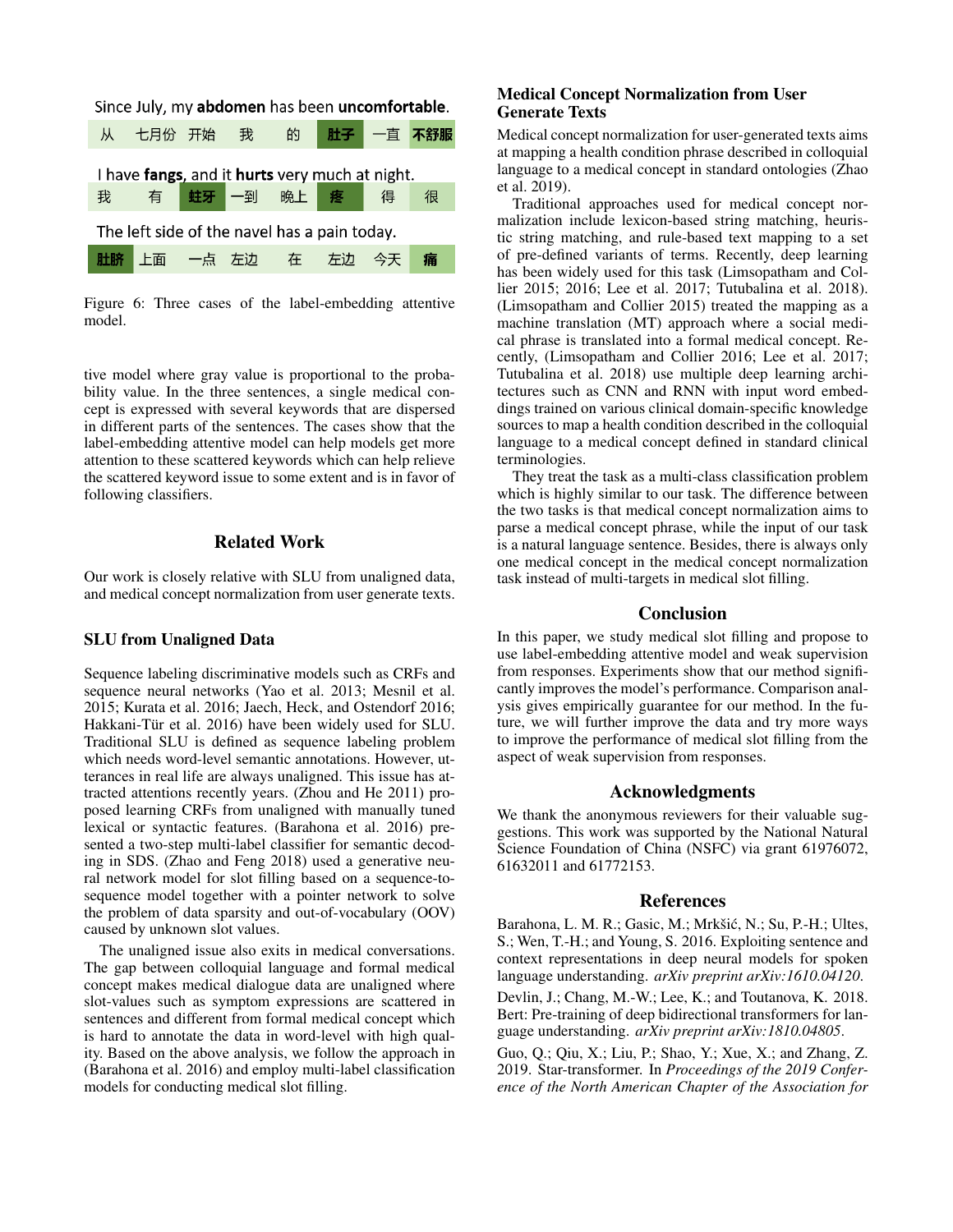Since July, my **abdomen** has been **uncomfortable**.

| 从 | 七月份 | 开始 | 我 | 的 | 肚子 | 一直 | 不舒服 |
|---|---|---|---|---|---|---|---|

I have **fangs**, and it **hurts** very much at night.

| 我 | 有 | 蛀牙 | 一到 | 晚上 | 疼 | 得 | 很 |
|---|---|---|---|---|---|---|---|

The left side of the navel has a pain today.

| 肚脐 | 上面 | 一点 | 左边 | 在 | 左边 | 今天 | 痛 |
|---|---|---|---|---|---|---|---|

Figure 6: Three cases of the label-embedding attentive model.

tive model where gray value is proportional to the probability value. In the three sentences, a single medical concept is expressed with several keywords that are dispersed in different parts of the sentences. The cases show that the label-embedding attentive model can help models get more attention to these scattered keywords which can help relieve the scattered keyword issue to some extent and is in favor of following classifiers.

## Related Work

Our work is closely relative with SLU from unaligned data, and medical concept normalization from user generate texts.

### SLU from Unaligned Data

Sequence labeling discriminative models such as CRFs and sequence neural networks (Yao et al. 2013; Mesnil et al. 2015; Kurata et al. 2016; Jaech, Heck, and Ostendorf 2016; Hakkani-Tür et al. 2016) have been widely used for SLU. Traditional SLU is defined as sequence labeling problem which needs word-level semantic annotations. However, utterances in real life are always unaligned. This issue has attracted attentions recently years. (Zhou and He 2011) proposed learning CRFs from unaligned with manually tuned lexical or syntactic features. (Barahona et al. 2016) presented a two-step multi-label classifier for semantic decoding in SDS. (Zhao and Feng 2018) used a generative neural network model for slot filling based on a sequence-to-sequence model together with a pointer network to solve the problem of data sparsity and out-of-vocabulary (OOV) caused by unknown slot values.

The unaligned issue also exits in medical conversations. The gap between colloquial language and formal medical concept makes medical dialogue data are unaligned where slot-values such as symptom expressions are scattered in sentences and different from formal medical concept which is hard to annotate the data in word-level with high quality. Based on the above analysis, we follow the approach in (Barahona et al. 2016) and employ multi-label classification models for conducting medical slot filling.

### Medical Concept Normalization from User Generate Texts

Medical concept normalization for user-generated texts aims at mapping a health condition phrase described in colloquial language to a medical concept in standard ontologies (Zhao et al. 2019).

Traditional approaches used for medical concept normalization include lexicon-based string matching, heuristic string matching, and rule-based text mapping to a set of pre-defined variants of terms. Recently, deep learning has been widely used for this task (Limsopatham and Collier 2015; 2016; Lee et al. 2017; Tutubalina et al. 2018). (Limsopatham and Collier 2015) treated the mapping as a machine translation (MT) approach where a social medical phrase is translated into a formal medical concept. Recently, (Limsopatham and Collier 2016; Lee et al. 2017; Tutubalina et al. 2018) use multiple deep learning architectures such as CNN and RNN with input word embeddings trained on various clinical domain-specific knowledge sources to map a health condition described in the colloquial language to a medical concept defined in standard clinical terminologies.

They treat the task as a multi-class classification problem which is highly similar to our task. The difference between the two tasks is that medical concept normalization aims to parse a medical concept phrase, while the input of our task is a natural language sentence. Besides, there is always only one medical concept in the medical concept normalization task instead of multi-targets in medical slot filling.

## Conclusion

In this paper, we study medical slot filling and propose to use label-embedding attentive model and weak supervision from responses. Experiments show that our method significantly improves the model's performance. Comparison analysis gives empirically guarantee for our method. In the future, we will further improve the data and try more ways to improve the performance of medical slot filling from the aspect of weak supervision from responses.

## Acknowledgments

We thank the anonymous reviewers for their valuable suggestions. This work was supported by the National Natural Science Foundation of China (NSFC) via grant 61976072, 61632011 and 61772153.

## References

Barahona, L. M. R.; Gasic, M.; Mrkšić, N.; Su, P.-H.; Ultes, S.; Wen, T.-H.; and Young, S. 2016. Exploiting sentence and context representations in deep neural models for spoken language understanding. *arXiv preprint arXiv:1610.04120*.

Devlin, J.; Chang, M.-W.; Lee, K.; and Toutanova, K. 2018. Bert: Pre-training of deep bidirectional transformers for language understanding. *arXiv preprint arXiv:1810.04805*.

Guo, Q.; Qiu, X.; Liu, P.; Shao, Y.; Xue, X.; and Zhang, Z. 2019. Star-transformer. In *Proceedings of the 2019 Conference of the North American Chapter of the Association for*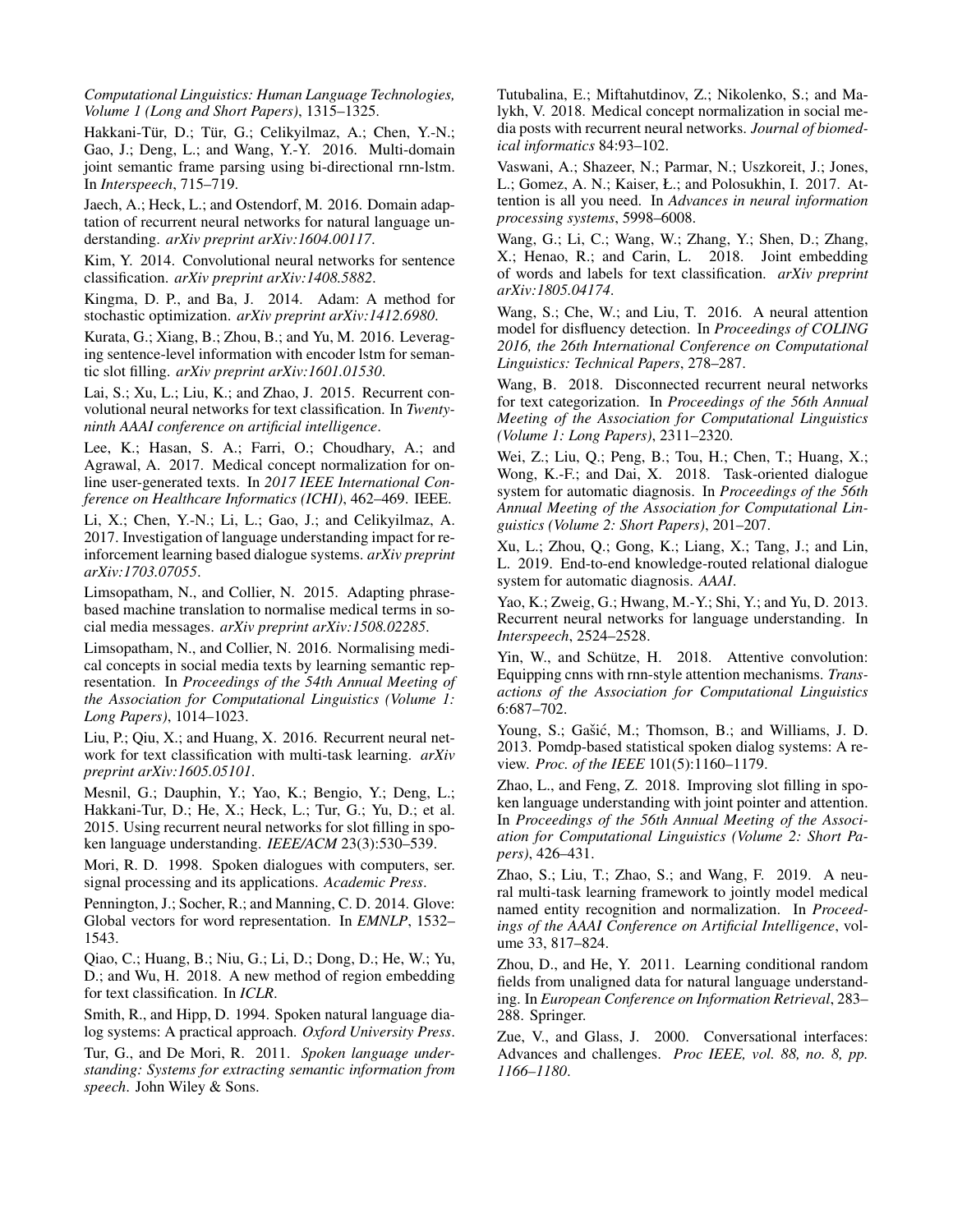*Computational Linguistics: Human Language Technologies, Volume 1 (Long and Short Papers)*, 1315–1325.

Hakkani-Tür, D.; Tür, G.; Celikyilmaz, A.; Chen, Y.-N.; Gao, J.; Deng, L.; and Wang, Y.-Y. 2016. Multi-domain joint semantic frame parsing using bi-directional rnn-lstm. In *Interspeech*, 715–719.

Jaech, A.; Heck, L.; and Ostendorf, M. 2016. Domain adaptation of recurrent neural networks for natural language understanding. *arXiv preprint arXiv:1604.00117*.

Kim, Y. 2014. Convolutional neural networks for sentence classification. *arXiv preprint arXiv:1408.5882*.

Kingma, D. P., and Ba, J. 2014. Adam: A method for stochastic optimization. *arXiv preprint arXiv:1412.6980*.

Kurata, G.; Xiang, B.; Zhou, B.; and Yu, M. 2016. Leveraging sentence-level information with encoder lstm for semantic slot filling. *arXiv preprint arXiv:1601.01530*.

Lai, S.; Xu, L.; Liu, K.; and Zhao, J. 2015. Recurrent convolutional neural networks for text classification. In *Twenty-ninth AAAI conference on artificial intelligence*.

Lee, K.; Hasan, S. A.; Farri, O.; Choudhary, A.; and Agrawal, A. 2017. Medical concept normalization for online user-generated texts. In *2017 IEEE International Conference on Healthcare Informatics (ICHI)*, 462–469. IEEE.

Li, X.; Chen, Y.-N.; Li, L.; Gao, J.; and Celikyilmaz, A. 2017. Investigation of language understanding impact for reinforcement learning based dialogue systems. *arXiv preprint arXiv:1703.07055*.

Limsopatham, N., and Collier, N. 2015. Adapting phrase-based machine translation to normalise medical terms in social media messages. *arXiv preprint arXiv:1508.02285*.

Limsopatham, N., and Collier, N. 2016. Normalising medical concepts in social media texts by learning semantic representation. In *Proceedings of the 54th Annual Meeting of the Association for Computational Linguistics (Volume 1: Long Papers)*, 1014–1023.

Liu, P.; Qiu, X.; and Huang, X. 2016. Recurrent neural network for text classification with multi-task learning. *arXiv preprint arXiv:1605.05101*.

Mesnil, G.; Dauphin, Y.; Yao, K.; Bengio, Y.; Deng, L.; Hakkani-Tur, D.; He, X.; Heck, L.; Tur, G.; Yu, D.; et al. 2015. Using recurrent neural networks for slot filling in spoken language understanding. *IEEE/ACM* 23(3):530–539.

Mori, R. D. 1998. Spoken dialogues with computers, ser. signal processing and its applications. *Academic Press*.

Pennington, J.; Socher, R.; and Manning, C. D. 2014. Glove: Global vectors for word representation. In *EMNLP*, 1532–1543.

Qiao, C.; Huang, B.; Niu, G.; Li, D.; Dong, D.; He, W.; Yu, D.; and Wu, H. 2018. A new method of region embedding for text classification. In *ICLR*.

Smith, R., and Hipp, D. 1994. Spoken natural language dialog systems: A practical approach. *Oxford University Press*.

Tur, G., and De Mori, R. 2011. *Spoken language understanding: Systems for extracting semantic information from speech*. John Wiley & Sons.

Tutubalina, E.; Miftahutdinov, Z.; Nikolenko, S.; and Malykh, V. 2018. Medical concept normalization in social media posts with recurrent neural networks. *Journal of biomedical informatics* 84:93–102.

Vaswani, A.; Shazeer, N.; Parmar, N.; Uszkoreit, J.; Jones, L.; Gomez, A. N.; Kaiser, Ł.; and Polosukhin, I. 2017. Attention is all you need. In *Advances in neural information processing systems*, 5998–6008.

Wang, G.; Li, C.; Wang, W.; Zhang, Y.; Shen, D.; Zhang, X.; Henao, R.; and Carin, L. 2018. Joint embedding of words and labels for text classification. *arXiv preprint arXiv:1805.04174*.

Wang, S.; Che, W.; and Liu, T. 2016. A neural attention model for disfluency detection. In *Proceedings of COLING 2016, the 26th International Conference on Computational Linguistics: Technical Papers*, 278–287.

Wang, B. 2018. Disconnected recurrent neural networks for text categorization. In *Proceedings of the 56th Annual Meeting of the Association for Computational Linguistics (Volume 1: Long Papers)*, 2311–2320.

Wei, Z.; Liu, Q.; Peng, B.; Tou, H.; Chen, T.; Huang, X.; Wong, K.-F.; and Dai, X. 2018. Task-oriented dialogue system for automatic diagnosis. In *Proceedings of the 56th Annual Meeting of the Association for Computational Linguistics (Volume 2: Short Papers)*, 201–207.

Xu, L.; Zhou, Q.; Gong, K.; Liang, X.; Tang, J.; and Lin, L. 2019. End-to-end knowledge-routed relational dialogue system for automatic diagnosis. *AAAI*.

Yao, K.; Zweig, G.; Hwang, M.-Y.; Shi, Y.; and Yu, D. 2013. Recurrent neural networks for language understanding. In *Interspeech*, 2524–2528.

Yin, W., and Schütze, H. 2018. Attentive convolution: Equipping cnns with rnn-style attention mechanisms. *Transactions of the Association for Computational Linguistics* 6:687–702.

Young, S.; Gašić, M.; Thomson, B.; and Williams, J. D. 2013. Pomdp-based statistical spoken dialog systems: A review. *Proc. of the IEEE* 101(5):1160–1179.

Zhao, L., and Feng, Z. 2018. Improving slot filling in spoken language understanding with joint pointer and attention. In *Proceedings of the 56th Annual Meeting of the Association for Computational Linguistics (Volume 2: Short Papers)*, 426–431.

Zhao, S.; Liu, T.; Zhao, S.; and Wang, F. 2019. A neural multi-task learning framework to jointly model medical named entity recognition and normalization. In *Proceedings of the AAAI Conference on Artificial Intelligence*, volume 33, 817–824.

Zhou, D., and He, Y. 2011. Learning conditional random fields from unaligned data for natural language understanding. In *European Conference on Information Retrieval*, 283–288. Springer.

Zue, V., and Glass, J. 2000. Conversational interfaces: Advances and challenges. *Proc IEEE, vol. 88, no. 8, pp. 1166–1180*.